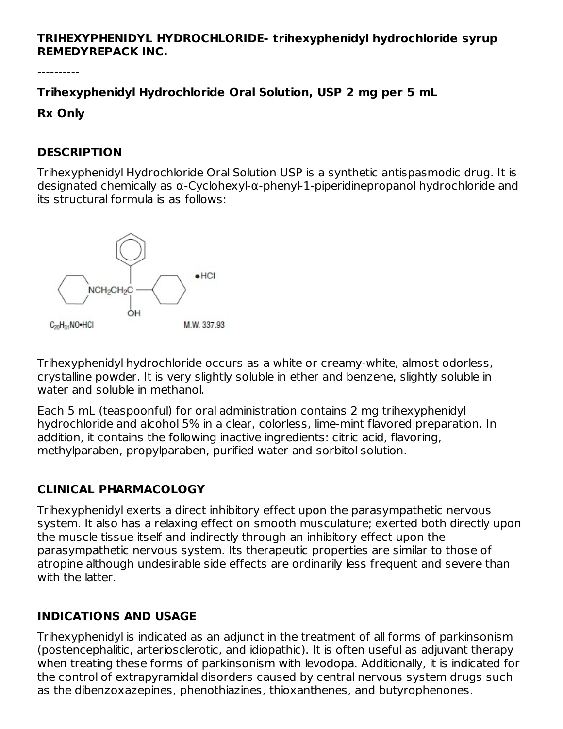**TRIHEXYPHENIDYL HYDROCHLORIDE- trihexyphenidyl hydrochloride syrup**
**REMEDYREPACK INC.**

----------

**Trihexyphenidyl Hydrochloride Oral Solution, USP 2 mg per 5 mL**

**Rx Only**

## DESCRIPTION

Trihexyphenidyl Hydrochloride Oral Solution USP is a synthetic antispasmodic drug. It is designated chemically as α-Cyclohexyl-α-phenyl-1-piperidinepropanol hydrochloride and its structural formula is as follows:

$C_{20}H_{31}NO \cdot HCl$ M.W. 337.93

Trihexyphenidyl hydrochloride occurs as a white or creamy-white, almost odorless, crystalline powder. It is very slightly soluble in ether and benzene, slightly soluble in water and soluble in methanol.

Each 5 mL (teaspoonful) for oral administration contains 2 mg trihexyphenidyl hydrochloride and alcohol 5% in a clear, colorless, lime-mint flavored preparation. In addition, it contains the following inactive ingredients: citric acid, flavoring, methylparaben, propylparaben, purified water and sorbitol solution.

## CLINICAL PHARMACOLOGY

Trihexyphenidyl exerts a direct inhibitory effect upon the parasympathetic nervous system. It also has a relaxing effect on smooth musculature; exerted both directly upon the muscle tissue itself and indirectly through an inhibitory effect upon the parasympathetic nervous system. Its therapeutic properties are similar to those of atropine although undesirable side effects are ordinarily less frequent and severe than with the latter.

## INDICATIONS AND USAGE

Trihexyphenidyl is indicated as an adjunct in the treatment of all forms of parkinsonism (postencephalitic, arteriosclerotic, and idiopathic). It is often useful as adjuvant therapy when treating these forms of parkinsonism with levodopa. Additionally, it is indicated for the control of extrapyramidal disorders caused by central nervous system drugs such as the dibenzoxazepines, phenothiazines, thioxanthenes, and butyrophenones.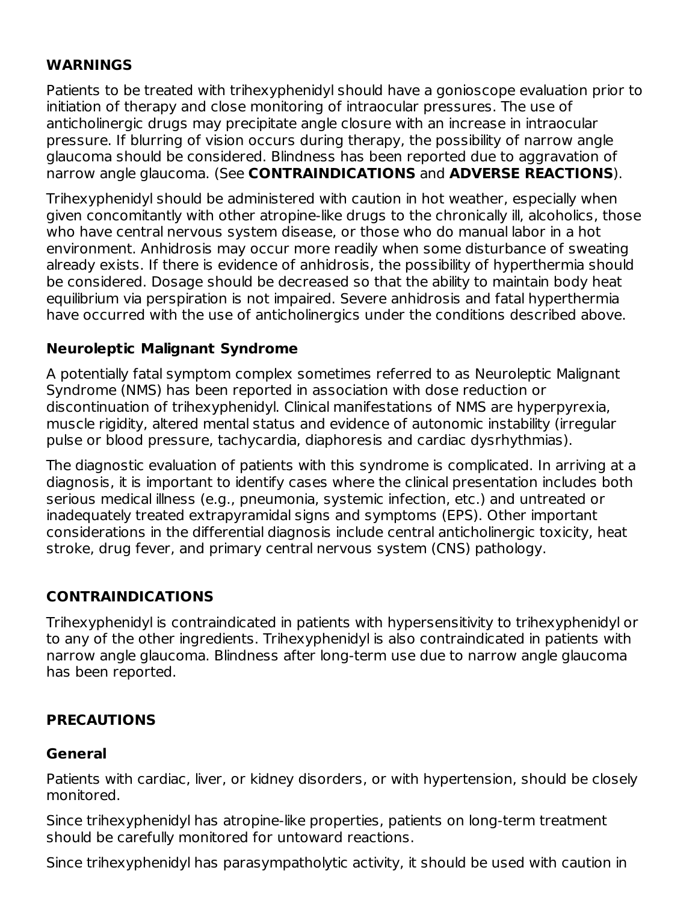## WARNINGS

Patients to be treated with trihexyphenidyl should have a gonioscope evaluation prior to initiation of therapy and close monitoring of intraocular pressures. The use of anticholinergic drugs may precipitate angle closure with an increase in intraocular pressure. If blurring of vision occurs during therapy, the possibility of narrow angle glaucoma should be considered. Blindness has been reported due to aggravation of narrow angle glaucoma. (See **CONTRAINDICATIONS** and **ADVERSE REACTIONS**).

Trihexyphenidyl should be administered with caution in hot weather, especially when given concomitantly with other atropine-like drugs to the chronically ill, alcoholics, those who have central nervous system disease, or those who do manual labor in a hot environment. Anhidrosis may occur more readily when some disturbance of sweating already exists. If there is evidence of anhidrosis, the possibility of hyperthermia should be considered. Dosage should be decreased so that the ability to maintain body heat equilibrium via perspiration is not impaired. Severe anhidrosis and fatal hyperthermia have occurred with the use of anticholinergics under the conditions described above.

### Neuroleptic Malignant Syndrome

A potentially fatal symptom complex sometimes referred to as Neuroleptic Malignant Syndrome (NMS) has been reported in association with dose reduction or discontinuation of trihexyphenidyl. Clinical manifestations of NMS are hyperpyrexia, muscle rigidity, altered mental status and evidence of autonomic instability (irregular pulse or blood pressure, tachycardia, diaphoresis and cardiac dysrhythmias).

The diagnostic evaluation of patients with this syndrome is complicated. In arriving at a diagnosis, it is important to identify cases where the clinical presentation includes both serious medical illness (e.g., pneumonia, systemic infection, etc.) and untreated or inadequately treated extrapyramidal signs and symptoms (EPS). Other important considerations in the differential diagnosis include central anticholinergic toxicity, heat stroke, drug fever, and primary central nervous system (CNS) pathology.

## CONTRAINDICATIONS

Trihexyphenidyl is contraindicated in patients with hypersensitivity to trihexyphenidyl or to any of the other ingredients. Trihexyphenidyl is also contraindicated in patients with narrow angle glaucoma. Blindness after long-term use due to narrow angle glaucoma has been reported.

## PRECAUTIONS

### General

Patients with cardiac, liver, or kidney disorders, or with hypertension, should be closely monitored.

Since trihexyphenidyl has atropine-like properties, patients on long-term treatment should be carefully monitored for untoward reactions.

Since trihexyphenidyl has parasympatholytic activity, it should be used with caution in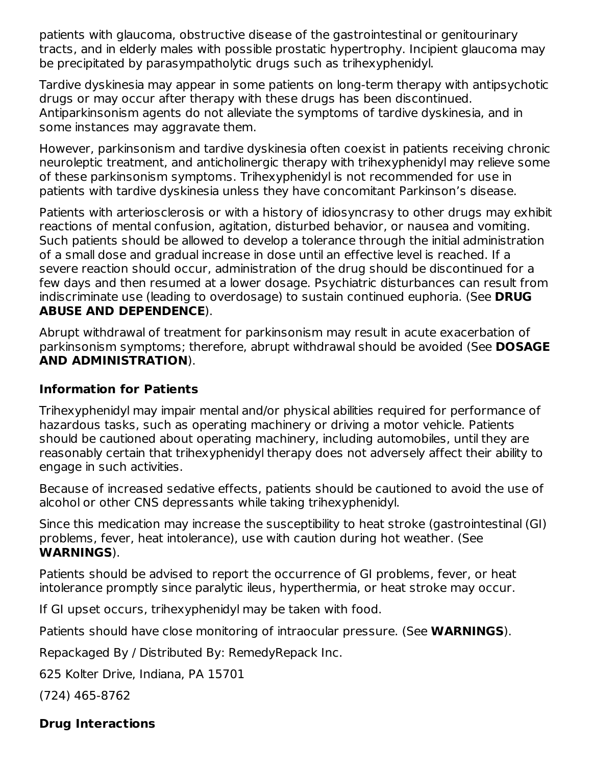patients with glaucoma, obstructive disease of the gastrointestinal or genitourinary tracts, and in elderly males with possible prostatic hypertrophy. Incipient glaucoma may be precipitated by parasympatholytic drugs such as trihexyphenidyl.

Tardive dyskinesia may appear in some patients on long-term therapy with antipsychotic drugs or may occur after therapy with these drugs has been discontinued. Antiparkinsonism agents do not alleviate the symptoms of tardive dyskinesia, and in some instances may aggravate them.

However, parkinsonism and tardive dyskinesia often coexist in patients receiving chronic neuroleptic treatment, and anticholinergic therapy with trihexyphenidyl may relieve some of these parkinsonism symptoms. Trihexyphenidyl is not recommended for use in patients with tardive dyskinesia unless they have concomitant Parkinson’s disease.

Patients with arteriosclerosis or with a history of idiosyncrasy to other drugs may exhibit reactions of mental confusion, agitation, disturbed behavior, or nausea and vomiting. Such patients should be allowed to develop a tolerance through the initial administration of a small dose and gradual increase in dose until an effective level is reached. If a severe reaction should occur, administration of the drug should be discontinued for a few days and then resumed at a lower dosage. Psychiatric disturbances can result from indiscriminate use (leading to overdosage) to sustain continued euphoria. (See **DRUG ABUSE AND DEPENDENCE**).

Abrupt withdrawal of treatment for parkinsonism may result in acute exacerbation of parkinsonism symptoms; therefore, abrupt withdrawal should be avoided (See **DOSAGE AND ADMINISTRATION**).

### Information for Patients

Trihexyphenidyl may impair mental and/or physical abilities required for performance of hazardous tasks, such as operating machinery or driving a motor vehicle. Patients should be cautioned about operating machinery, including automobiles, until they are reasonably certain that trihexyphenidyl therapy does not adversely affect their ability to engage in such activities.

Because of increased sedative effects, patients should be cautioned to avoid the use of alcohol or other CNS depressants while taking trihexyphenidyl.

Since this medication may increase the susceptibility to heat stroke (gastrointestinal (GI) problems, fever, heat intolerance), use with caution during hot weather. (See **WARNINGS**).

Patients should be advised to report the occurrence of GI problems, fever, or heat intolerance promptly since paralytic ileus, hyperthermia, or heat stroke may occur.

If GI upset occurs, trihexyphenidyl may be taken with food.

Patients should have close monitoring of intraocular pressure. (See **WARNINGS**).

Repackaged By / Distributed By: RemedyRepack Inc.

625 Kolter Drive, Indiana, PA 15701

(724) 465-8762

### Drug Interactions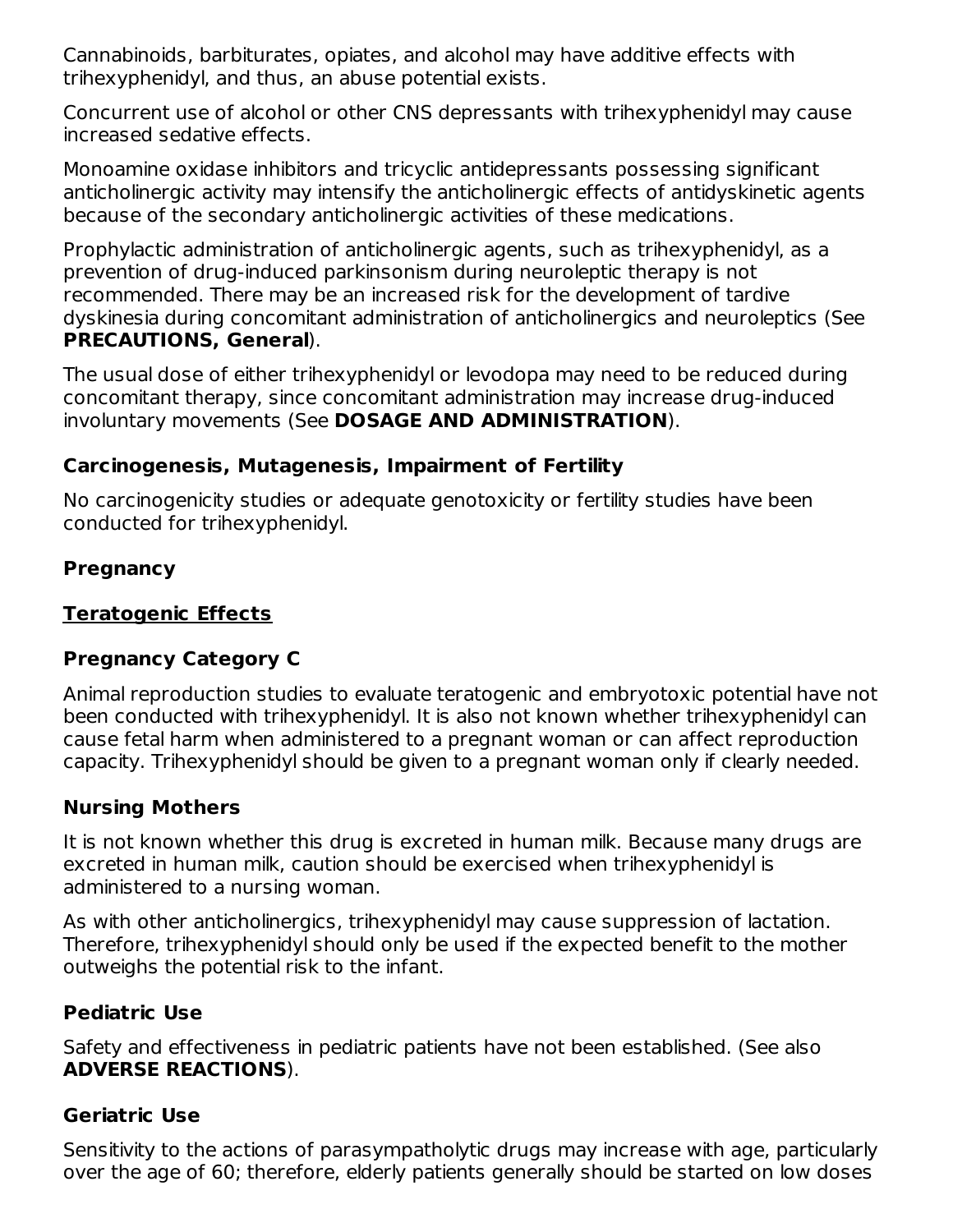Cannabinoids, barbiturates, opiates, and alcohol may have additive effects with trihexyphenidyl, and thus, an abuse potential exists.

Concurrent use of alcohol or other CNS depressants with trihexyphenidyl may cause increased sedative effects.

Monoamine oxidase inhibitors and tricyclic antidepressants possessing significant anticholinergic activity may intensify the anticholinergic effects of antidyskinetic agents because of the secondary anticholinergic activities of these medications.

Prophylactic administration of anticholinergic agents, such as trihexyphenidyl, as a prevention of drug-induced parkinsonism during neuroleptic therapy is not recommended. There may be an increased risk for the development of tardive dyskinesia during concomitant administration of anticholinergics and neuroleptics (See **PRECAUTIONS, General**).

The usual dose of either trihexyphenidyl or levodopa may need to be reduced during concomitant therapy, since concomitant administration may increase drug-induced involuntary movements (See **DOSAGE AND ADMINISTRATION**).

### Carcinogenesis, Mutagenesis, Impairment of Fertility

No carcinogenicity studies or adequate genotoxicity or fertility studies have been conducted for trihexyphenidyl.

### Pregnancy

#### Teratogenic Effects

#### Pregnancy Category C

Animal reproduction studies to evaluate teratogenic and embryotoxic potential have not been conducted with trihexyphenidyl. It is also not known whether trihexyphenidyl can cause fetal harm when administered to a pregnant woman or can affect reproduction capacity. Trihexyphenidyl should be given to a pregnant woman only if clearly needed.

### Nursing Mothers

It is not known whether this drug is excreted in human milk. Because many drugs are excreted in human milk, caution should be exercised when trihexyphenidyl is administered to a nursing woman.

As with other anticholinergics, trihexyphenidyl may cause suppression of lactation. Therefore, trihexyphenidyl should only be used if the expected benefit to the mother outweighs the potential risk to the infant.

### Pediatric Use

Safety and effectiveness in pediatric patients have not been established. (See also **ADVERSE REACTIONS**).

### Geriatric Use

Sensitivity to the actions of parasympatholytic drugs may increase with age, particularly over the age of 60; therefore, elderly patients generally should be started on low doses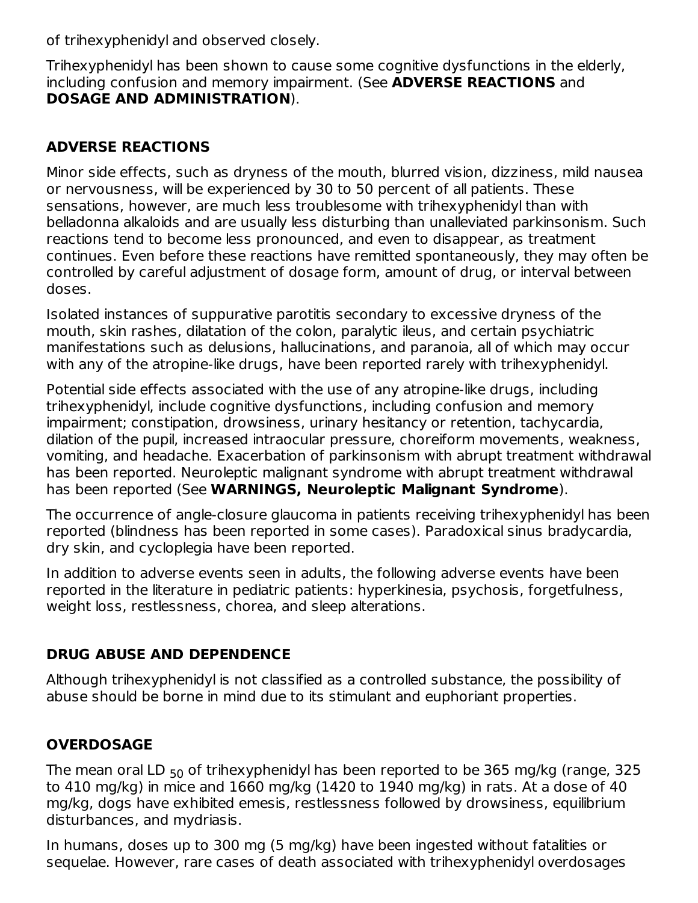of trihexyphenidyl and observed closely.

Trihexyphenidyl has been shown to cause some cognitive dysfunctions in the elderly, including confusion and memory impairment. (See **ADVERSE REACTIONS** and **DOSAGE AND ADMINISTRATION**).

## ADVERSE REACTIONS

Minor side effects, such as dryness of the mouth, blurred vision, dizziness, mild nausea or nervousness, will be experienced by 30 to 50 percent of all patients. These sensations, however, are much less troublesome with trihexyphenidyl than with belladonna alkaloids and are usually less disturbing than unalleviated parkinsonism. Such reactions tend to become less pronounced, and even to disappear, as treatment continues. Even before these reactions have remitted spontaneously, they may often be controlled by careful adjustment of dosage form, amount of drug, or interval between doses.

Isolated instances of suppurative parotitis secondary to excessive dryness of the mouth, skin rashes, dilatation of the colon, paralytic ileus, and certain psychiatric manifestations such as delusions, hallucinations, and paranoia, all of which may occur with any of the atropine-like drugs, have been reported rarely with trihexyphenidyl.

Potential side effects associated with the use of any atropine-like drugs, including trihexyphenidyl, include cognitive dysfunctions, including confusion and memory impairment; constipation, drowsiness, urinary hesitancy or retention, tachycardia, dilation of the pupil, increased intraocular pressure, choreiform movements, weakness, vomiting, and headache. Exacerbation of parkinsonism with abrupt treatment withdrawal has been reported. Neuroleptic malignant syndrome with abrupt treatment withdrawal has been reported (See **WARNINGS, Neuroleptic Malignant Syndrome**).

The occurrence of angle-closure glaucoma in patients receiving trihexyphenidyl has been reported (blindness has been reported in some cases). Paradoxical sinus bradycardia, dry skin, and cycloplegia have been reported.

In addition to adverse events seen in adults, the following adverse events have been reported in the literature in pediatric patients: hyperkinesia, psychosis, forgetfulness, weight loss, restlessness, chorea, and sleep alterations.

## DRUG ABUSE AND DEPENDENCE

Although trihexyphenidyl is not classified as a controlled substance, the possibility of abuse should be borne in mind due to its stimulant and euphoriant properties.

## OVERDOSAGE

The mean oral $LD_{50}$ of trihexyphenidyl has been reported to be 365 mg/kg (range, 325 to 410 mg/kg) in mice and 1660 mg/kg (1420 to 1940 mg/kg) in rats. At a dose of 40 mg/kg, dogs have exhibited emesis, restlessness followed by drowsiness, equilibrium disturbances, and mydriasis.

In humans, doses up to 300 mg (5 mg/kg) have been ingested without fatalities or sequelae. However, rare cases of death associated with trihexyphenidyl overdosages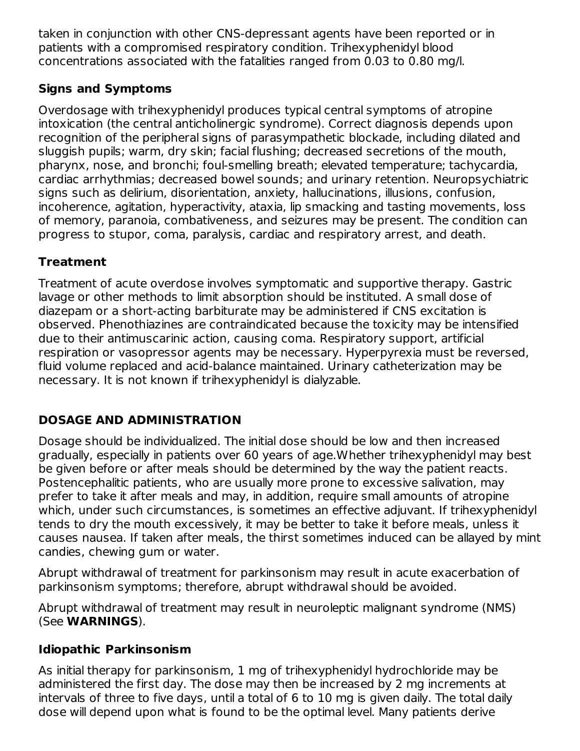taken in conjunction with other CNS-depressant agents have been reported or in patients with a compromised respiratory condition. Trihexyphenidyl blood concentrations associated with the fatalities ranged from 0.03 to 0.80 mg/l.

### Signs and Symptoms

Overdosage with trihexyphenidyl produces typical central symptoms of atropine intoxication (the central anticholinergic syndrome). Correct diagnosis depends upon recognition of the peripheral signs of parasympathetic blockade, including dilated and sluggish pupils; warm, dry skin; facial flushing; decreased secretions of the mouth, pharynx, nose, and bronchi; foul-smelling breath; elevated temperature; tachycardia, cardiac arrhythmias; decreased bowel sounds; and urinary retention. Neuropsychiatric signs such as delirium, disorientation, anxiety, hallucinations, illusions, confusion, incoherence, agitation, hyperactivity, ataxia, lip smacking and tasting movements, loss of memory, paranoia, combativeness, and seizures may be present. The condition can progress to stupor, coma, paralysis, cardiac and respiratory arrest, and death.

### Treatment

Treatment of acute overdose involves symptomatic and supportive therapy. Gastric lavage or other methods to limit absorption should be instituted. A small dose of diazepam or a short-acting barbiturate may be administered if CNS excitation is observed. Phenothiazines are contraindicated because the toxicity may be intensified due to their antimuscarinic action, causing coma. Respiratory support, artificial respiration or vasopressor agents may be necessary. Hyperpyrexia must be reversed, fluid volume replaced and acid-balance maintained. Urinary catheterization may be necessary. It is not known if trihexyphenidyl is dialyzable.

## DOSAGE AND ADMINISTRATION

Dosage should be individualized. The initial dose should be low and then increased gradually, especially in patients over 60 years of age.Whether trihexyphenidyl may best be given before or after meals should be determined by the way the patient reacts. Postencephalitic patients, who are usually more prone to excessive salivation, may prefer to take it after meals and may, in addition, require small amounts of atropine which, under such circumstances, is sometimes an effective adjuvant. If trihexyphenidyl tends to dry the mouth excessively, it may be better to take it before meals, unless it causes nausea. If taken after meals, the thirst sometimes induced can be allayed by mint candies, chewing gum or water.

Abrupt withdrawal of treatment for parkinsonism may result in acute exacerbation of parkinsonism symptoms; therefore, abrupt withdrawal should be avoided.

Abrupt withdrawal of treatment may result in neuroleptic malignant syndrome (NMS) (See **WARNINGS**).

### Idiopathic Parkinsonism

As initial therapy for parkinsonism, 1 mg of trihexyphenidyl hydrochloride may be administered the first day. The dose may then be increased by 2 mg increments at intervals of three to five days, until a total of 6 to 10 mg is given daily. The total daily dose will depend upon what is found to be the optimal level. Many patients derive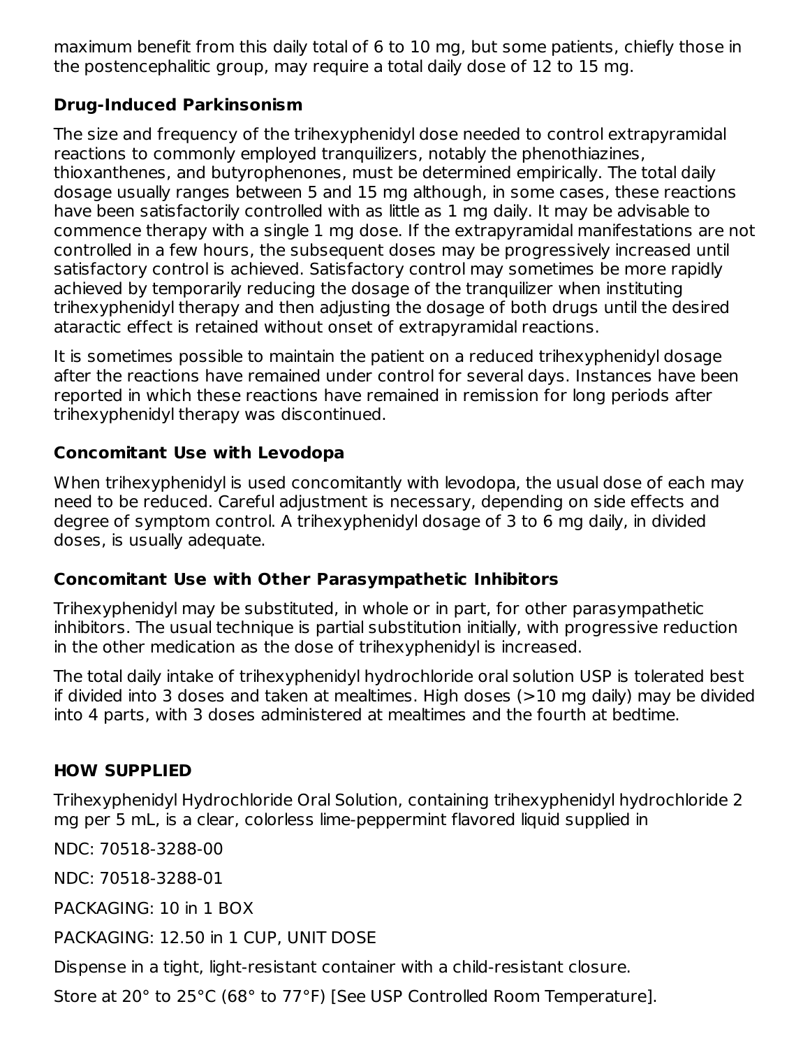maximum benefit from this daily total of 6 to 10 mg, but some patients, chiefly those in the postencephalitic group, may require a total daily dose of 12 to 15 mg.

### Drug-Induced Parkinsonism

The size and frequency of the trihexyphenidyl dose needed to control extrapyramidal reactions to commonly employed tranquilizers, notably the phenothiazines, thioxanthenes, and butyrophenones, must be determined empirically. The total daily dosage usually ranges between 5 and 15 mg although, in some cases, these reactions have been satisfactorily controlled with as little as 1 mg daily. It may be advisable to commence therapy with a single 1 mg dose. If the extrapyramidal manifestations are not controlled in a few hours, the subsequent doses may be progressively increased until satisfactory control is achieved. Satisfactory control may sometimes be more rapidly achieved by temporarily reducing the dosage of the tranquilizer when instituting trihexyphenidyl therapy and then adjusting the dosage of both drugs until the desired ataractic effect is retained without onset of extrapyramidal reactions.

It is sometimes possible to maintain the patient on a reduced trihexyphenidyl dosage after the reactions have remained under control for several days. Instances have been reported in which these reactions have remained in remission for long periods after trihexyphenidyl therapy was discontinued.

### Concomitant Use with Levodopa

When trihexyphenidyl is used concomitantly with levodopa, the usual dose of each may need to be reduced. Careful adjustment is necessary, depending on side effects and degree of symptom control. A trihexyphenidyl dosage of 3 to 6 mg daily, in divided doses, is usually adequate.

### Concomitant Use with Other Parasympathetic Inhibitors

Trihexyphenidyl may be substituted, in whole or in part, for other parasympathetic inhibitors. The usual technique is partial substitution initially, with progressive reduction in the other medication as the dose of trihexyphenidyl is increased.

The total daily intake of trihexyphenidyl hydrochloride oral solution USP is tolerated best if divided into 3 doses and taken at mealtimes. High doses (>10 mg daily) may be divided into 4 parts, with 3 doses administered at mealtimes and the fourth at bedtime.

## HOW SUPPLIED

Trihexyphenidyl Hydrochloride Oral Solution, containing trihexyphenidyl hydrochloride 2 mg per 5 mL, is a clear, colorless lime-peppermint flavored liquid supplied in

NDC: 70518-3288-00

NDC: 70518-3288-01

PACKAGING: 10 in 1 BOX

PACKAGING: 12.50 in 1 CUP, UNIT DOSE

Dispense in a tight, light-resistant container with a child-resistant closure.

Store at 20° to 25°C (68° to 77°F) [See USP Controlled Room Temperature].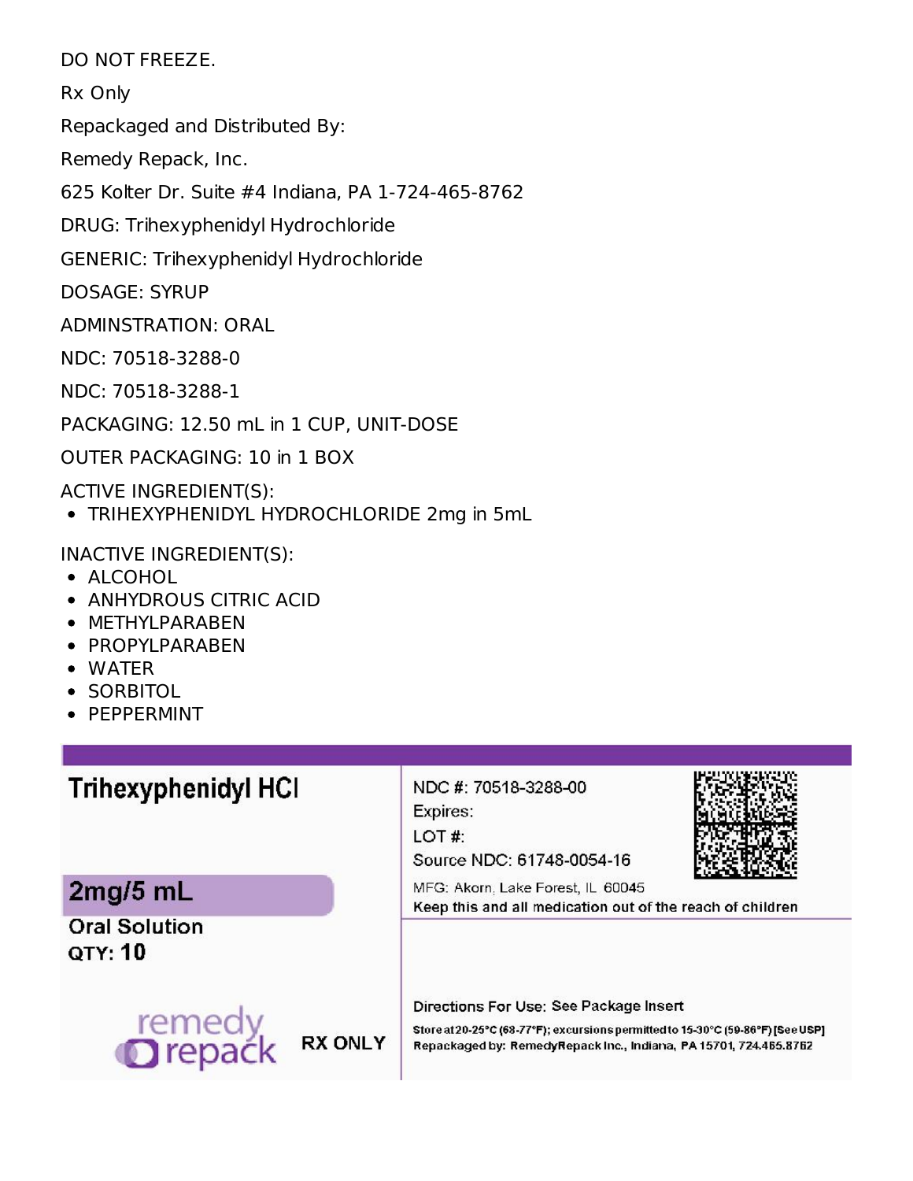DO NOT FREEZE.

Rx Only

Repackaged and Distributed By:

Remedy Repack, Inc.

625 Kolter Dr. Suite #4 Indiana, PA 1-724-465-8762

DRUG: Trihexyphenidyl Hydrochloride

GENERIC: Trihexyphenidyl Hydrochloride

DOSAGE: SYRUP

ADMINSTRATION: ORAL

NDC: 70518-3288-0

NDC: 70518-3288-1

PACKAGING: 12.50 mL in 1 CUP, UNIT-DOSE

OUTER PACKAGING: 10 in 1 BOX

ACTIVE INGREDIENT(S):

- TRIHEXYPHENIDYL HYDROCHLORIDE 2mg in 5mL

INACTIVE INGREDIENT(S):

- ALCOHOL
- ANHYDROUS CITRIC ACID
- METHYLPARABEN
- PROPYLPARABEN
- WATER
- SORBITOL
- PEPPERMINT

**Trihexyphenidyl HCl**

**2mg/5 mL**

**Oral Solution**

**QTY: 10**

remedy repack

**RX ONLY**

NDC #: 70518-3288-00

Expires:

LOT #:

Source NDC: 61748-0054-16

MFG: Akorn, Lake Forest, IL 60045

**Keep this and all medication out of the reach of children**

Directions For Use: See Package Insert

**Store at 20-25°C (68-77°F); excursions permitted to 15-30°C (59-86°F) [See USP]**

**Repackaged by: RemedyRepack Inc., Indiana, PA 15701, 724.465.8762**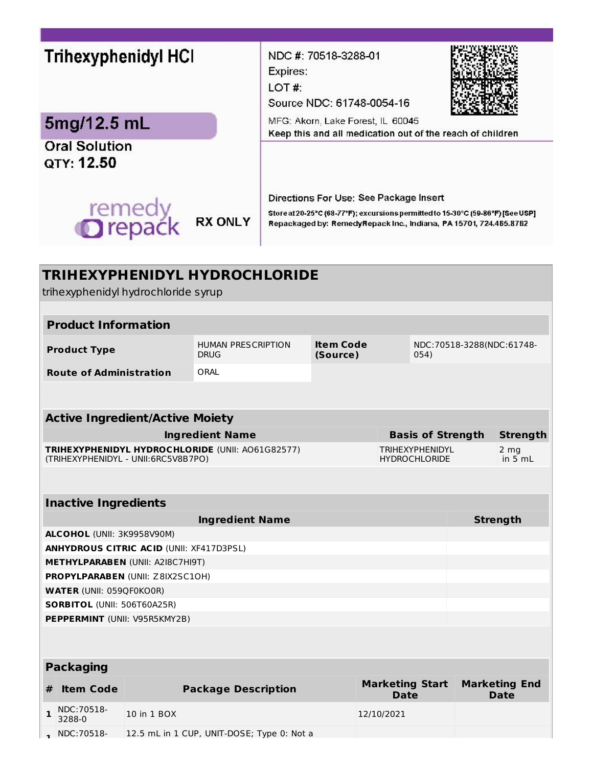Trihexyphenidyl HCl

5mg/12.5 mL

Oral Solution

QTY: 12.50

remedy repack

RX ONLY

NDC #: 70518-3288-01

Expires:

LOT #:

Source NDC: 61748-0054-16

MFG: Akorn, Lake Forest, IL 60045

Keep this and all medication out of the reach of children

Directions For Use: See Package Insert

Store at 20-25°C (68-77°F); excursions permitted to 15-30°C (59-86°F) [See USP]

Repackaged by: RemedyRepack Inc., Indiana, PA 15701, 724.465.8762

# TRIHEXYPHENIDYL HYDROCHLORIDE

trihexyphenidyl hydrochloride syrup

| Product Information | | | |
|---|---|---|---|
| **Product Type** | HUMAN PRESCRIPTION DRUG | **Item Code (Source)** | NDC:70518-3288(NDC:61748-054) |
| **Route of Administration** | ORAL | | |

| Active Ingredient/Active Moiety | | |
|---|---|---|
| **Ingredient Name** | **Basis of Strength** | **Strength** |
| **TRIHEXYPHENIDYL HYDROCHLORIDE** (UNII: AO61G82577) (TRIHEXYPHENIDYL - UNII:6RC5V8B7PO) | TRIHEXYPHENIDYL HYDROCHLORIDE | 2 mg in 5 mL |

| Inactive Ingredients | |
|---|---|
| **Ingredient Name** | **Strength** |
| **ALCOHOL** (UNII: 3K9958V90M) | |
| **ANHYDROUS CITRIC ACID** (UNII: XF417D3PSL) | |
| **METHYLPARABEN** (UNII: A2I8C7HI9T) | |
| **PROPYLPARABEN** (UNII: Z8IX2SC1OH) | |
| **WATER** (UNII: 059QF0KO0R) | |
| **SORBITOL** (UNII: 506T60A25R) | |
| **PEPPERMINT** (UNII: V95R5KMY2B) | |

| Packaging | | | | |
|---|---|---|---|---|
| **#** | **Item Code** | **Package Description** | **Marketing Start Date** | **Marketing End Date** |
| 1 | NDC:70518-3288-0 | 10 in 1 BOX | 12/10/2021 | |
| 1 | NDC:70518- | 12.5 mL in 1 CUP, UNIT-DOSE; Type 0: Not a | | |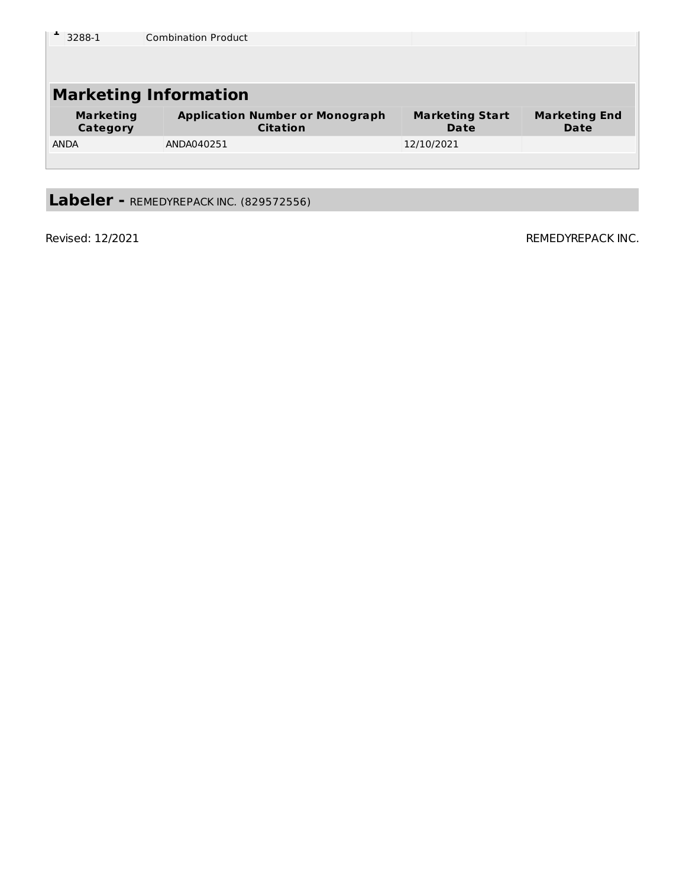| | | | | |
|---|---|---|---|---|
| 1 | 3288-1 | Combination Product | | |

## Marketing Information

| Marketing Category | Application Number or Monograph Citation | Marketing Start Date | Marketing End Date |
|---|---|---|---|
| ANDA | ANDA040251 | 12/10/2021 | |

## Labeler - REMEDYREPACK INC. (829572556)

Revised: 12/2021

REMEDYREPACK INC.